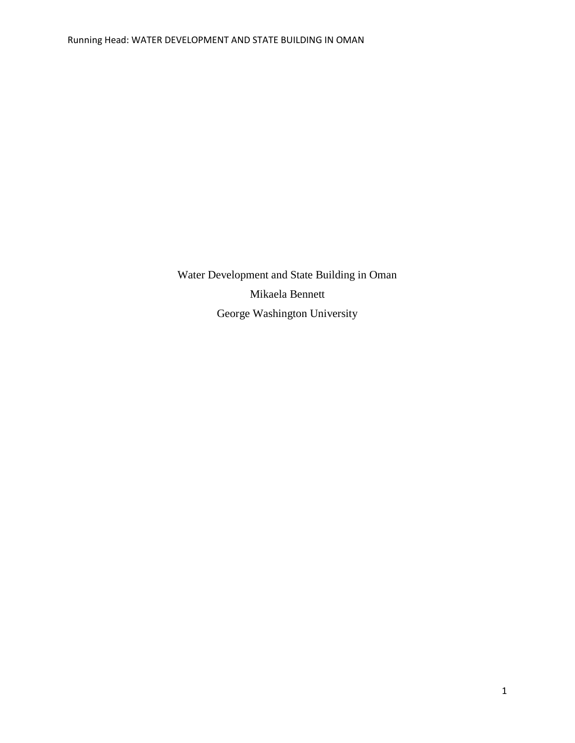Water Development and State Building in Oman

Mikaela Bennett

George Washington University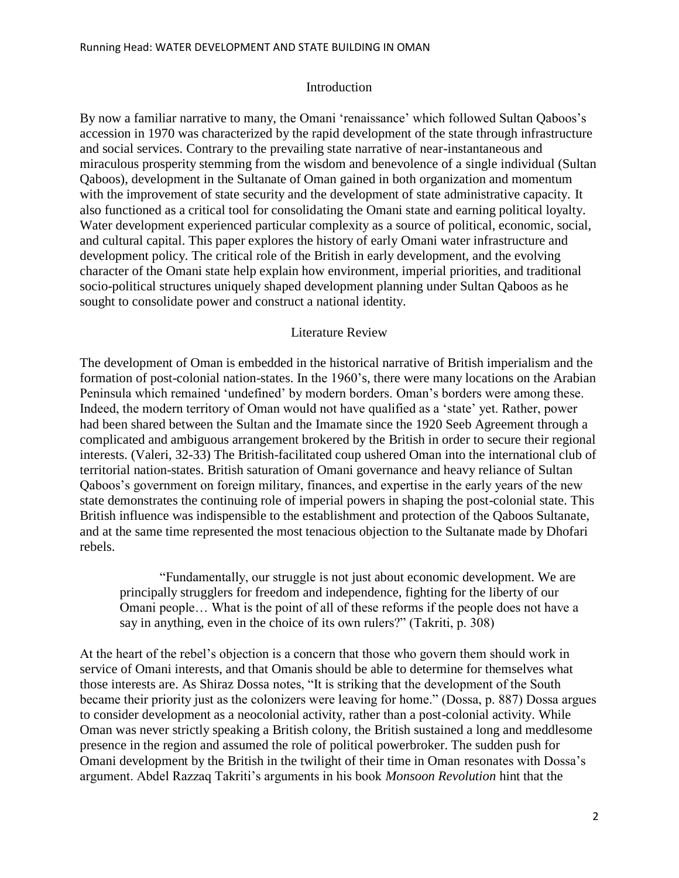## Introduction

By now a familiar narrative to many, the Omani 'renaissance' which followed Sultan Qaboos's accession in 1970 was characterized by the rapid development of the state through infrastructure and social services. Contrary to the prevailing state narrative of near-instantaneous and miraculous prosperity stemming from the wisdom and benevolence of a single individual (Sultan Qaboos), development in the Sultanate of Oman gained in both organization and momentum with the improvement of state security and the development of state administrative capacity. It also functioned as a critical tool for consolidating the Omani state and earning political loyalty. Water development experienced particular complexity as a source of political, economic, social, and cultural capital. This paper explores the history of early Omani water infrastructure and development policy. The critical role of the British in early development, and the evolving character of the Omani state help explain how environment, imperial priorities, and traditional socio-political structures uniquely shaped development planning under Sultan Qaboos as he sought to consolidate power and construct a national identity.

## Literature Review

The development of Oman is embedded in the historical narrative of British imperialism and the formation of post-colonial nation-states. In the 1960's, there were many locations on the Arabian Peninsula which remained 'undefined' by modern borders. Oman's borders were among these. Indeed, the modern territory of Oman would not have qualified as a 'state' yet. Rather, power had been shared between the Sultan and the Imamate since the 1920 Seeb Agreement through a complicated and ambiguous arrangement brokered by the British in order to secure their regional interests. (Valeri, 32-33) The British-facilitated coup ushered Oman into the international club of territorial nation-states. British saturation of Omani governance and heavy reliance of Sultan Qaboos's government on foreign military, finances, and expertise in the early years of the new state demonstrates the continuing role of imperial powers in shaping the post-colonial state. This British influence was indispensible to the establishment and protection of the Qaboos Sultanate, and at the same time represented the most tenacious objection to the Sultanate made by Dhofari rebels.

> "Fundamentally, our struggle is not just about economic development. We are principally strugglers for freedom and independence, fighting for the liberty of our Omani people… What is the point of all of these reforms if the people does not have a say in anything, even in the choice of its own rulers?" (Takriti, p. 308)

At the heart of the rebel's objection is a concern that those who govern them should work in service of Omani interests, and that Omanis should be able to determine for themselves what those interests are. As Shiraz Dossa notes, "It is striking that the development of the South became their priority just as the colonizers were leaving for home." (Dossa, p. 887) Dossa argues to consider development as a neocolonial activity, rather than a post-colonial activity. While Oman was never strictly speaking a British colony, the British sustained a long and meddlesome presence in the region and assumed the role of political powerbroker. The sudden push for Omani development by the British in the twilight of their time in Oman resonates with Dossa's argument. Abdel Razzaq Takriti's arguments in his book *Monsoon Revolution* hint that the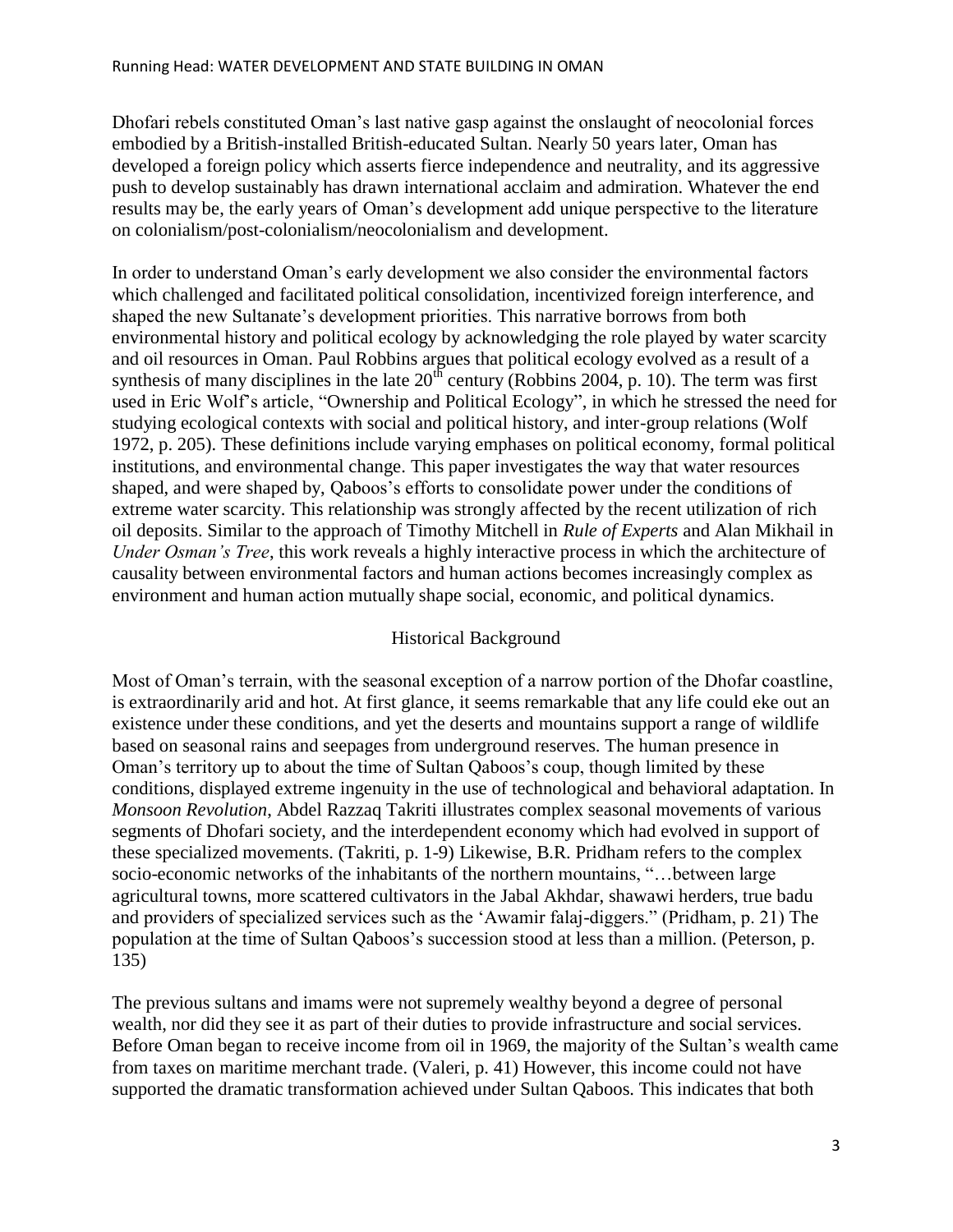Dhofari rebels constituted Oman's last native gasp against the onslaught of neocolonial forces embodied by a British-installed British-educated Sultan. Nearly 50 years later, Oman has developed a foreign policy which asserts fierce independence and neutrality, and its aggressive push to develop sustainably has drawn international acclaim and admiration. Whatever the end results may be, the early years of Oman's development add unique perspective to the literature on colonialism/post-colonialism/neocolonialism and development.

In order to understand Oman's early development we also consider the environmental factors which challenged and facilitated political consolidation, incentivized foreign interference, and shaped the new Sultanate's development priorities. This narrative borrows from both environmental history and political ecology by acknowledging the role played by water scarcity and oil resources in Oman. Paul Robbins argues that political ecology evolved as a result of a synthesis of many disciplines in the late 20th century (Robbins 2004, p. 10). The term was first used in Eric Wolf's article, "Ownership and Political Ecology", in which he stressed the need for studying ecological contexts with social and political history, and inter-group relations (Wolf 1972, p. 205). These definitions include varying emphases on political economy, formal political institutions, and environmental change. This paper investigates the way that water resources shaped, and were shaped by, Qaboos's efforts to consolidate power under the conditions of extreme water scarcity. This relationship was strongly affected by the recent utilization of rich oil deposits. Similar to the approach of Timothy Mitchell in *Rule of Experts* and Alan Mikhail in *Under Osman's Tree*, this work reveals a highly interactive process in which the architecture of causality between environmental factors and human actions becomes increasingly complex as environment and human action mutually shape social, economic, and political dynamics.

## Historical Background

Most of Oman's terrain, with the seasonal exception of a narrow portion of the Dhofar coastline, is extraordinarily arid and hot. At first glance, it seems remarkable that any life could eke out an existence under these conditions, and yet the deserts and mountains support a range of wildlife based on seasonal rains and seepages from underground reserves. The human presence in Oman's territory up to about the time of Sultan Qaboos's coup, though limited by these conditions, displayed extreme ingenuity in the use of technological and behavioral adaptation. In *Monsoon Revolution*, Abdel Razzaq Takriti illustrates complex seasonal movements of various segments of Dhofari society, and the interdependent economy which had evolved in support of these specialized movements. (Takriti, p. 1-9) Likewise, B.R. Pridham refers to the complex socio-economic networks of the inhabitants of the northern mountains, "…between large agricultural towns, more scattered cultivators in the Jabal Akhdar, shawawi herders, true badu and providers of specialized services such as the 'Awamir falaj-diggers." (Pridham, p. 21) The population at the time of Sultan Qaboos's succession stood at less than a million. (Peterson, p. 135)

The previous sultans and imams were not supremely wealthy beyond a degree of personal wealth, nor did they see it as part of their duties to provide infrastructure and social services. Before Oman began to receive income from oil in 1969, the majority of the Sultan's wealth came from taxes on maritime merchant trade. (Valeri, p. 41) However, this income could not have supported the dramatic transformation achieved under Sultan Qaboos. This indicates that both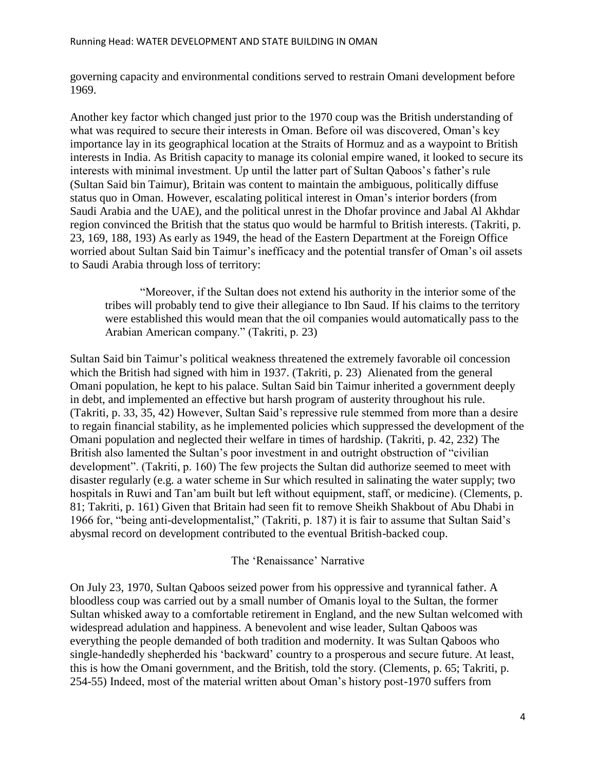governing capacity and environmental conditions served to restrain Omani development before 1969.

Another key factor which changed just prior to the 1970 coup was the British understanding of what was required to secure their interests in Oman. Before oil was discovered, Oman's key importance lay in its geographical location at the Straits of Hormuz and as a waypoint to British interests in India. As British capacity to manage its colonial empire waned, it looked to secure its interests with minimal investment. Up until the latter part of Sultan Qaboos's father's rule (Sultan Said bin Taimur), Britain was content to maintain the ambiguous, politically diffuse status quo in Oman. However, escalating political interest in Oman's interior borders (from Saudi Arabia and the UAE), and the political unrest in the Dhofar province and Jabal Al Akhdar region convinced the British that the status quo would be harmful to British interests. (Takriti, p. 23, 169, 188, 193) As early as 1949, the head of the Eastern Department at the Foreign Office worried about Sultan Said bin Taimur's inefficacy and the potential transfer of Oman's oil assets to Saudi Arabia through loss of territory:

> "Moreover, if the Sultan does not extend his authority in the interior some of the tribes will probably tend to give their allegiance to Ibn Saud. If his claims to the territory were established this would mean that the oil companies would automatically pass to the Arabian American company." (Takriti, p. 23)

Sultan Said bin Taimur's political weakness threatened the extremely favorable oil concession which the British had signed with him in 1937. (Takriti, p. 23) Alienated from the general Omani population, he kept to his palace. Sultan Said bin Taimur inherited a government deeply in debt, and implemented an effective but harsh program of austerity throughout his rule. (Takriti, p. 33, 35, 42) However, Sultan Said's repressive rule stemmed from more than a desire to regain financial stability, as he implemented policies which suppressed the development of the Omani population and neglected their welfare in times of hardship. (Takriti, p. 42, 232) The British also lamented the Sultan's poor investment in and outright obstruction of "civilian development". (Takriti, p. 160) The few projects the Sultan did authorize seemed to meet with disaster regularly (e.g. a water scheme in Sur which resulted in salinating the water supply; two hospitals in Ruwi and Tan'am built but left without equipment, staff, or medicine). (Clements, p. 81; Takriti, p. 161) Given that Britain had seen fit to remove Sheikh Shakbout of Abu Dhabi in 1966 for, "being anti-developmentalist," (Takriti, p. 187) it is fair to assume that Sultan Said's abysmal record on development contributed to the eventual British-backed coup.

## The 'Renaissance' Narrative

On July 23, 1970, Sultan Qaboos seized power from his oppressive and tyrannical father. A bloodless coup was carried out by a small number of Omanis loyal to the Sultan, the former Sultan whisked away to a comfortable retirement in England, and the new Sultan welcomed with widespread adulation and happiness. A benevolent and wise leader, Sultan Qaboos was everything the people demanded of both tradition and modernity. It was Sultan Qaboos who single-handedly shepherded his 'backward' country to a prosperous and secure future. At least, this is how the Omani government, and the British, told the story. (Clements, p. 65; Takriti, p. 254-55) Indeed, most of the material written about Oman's history post-1970 suffers from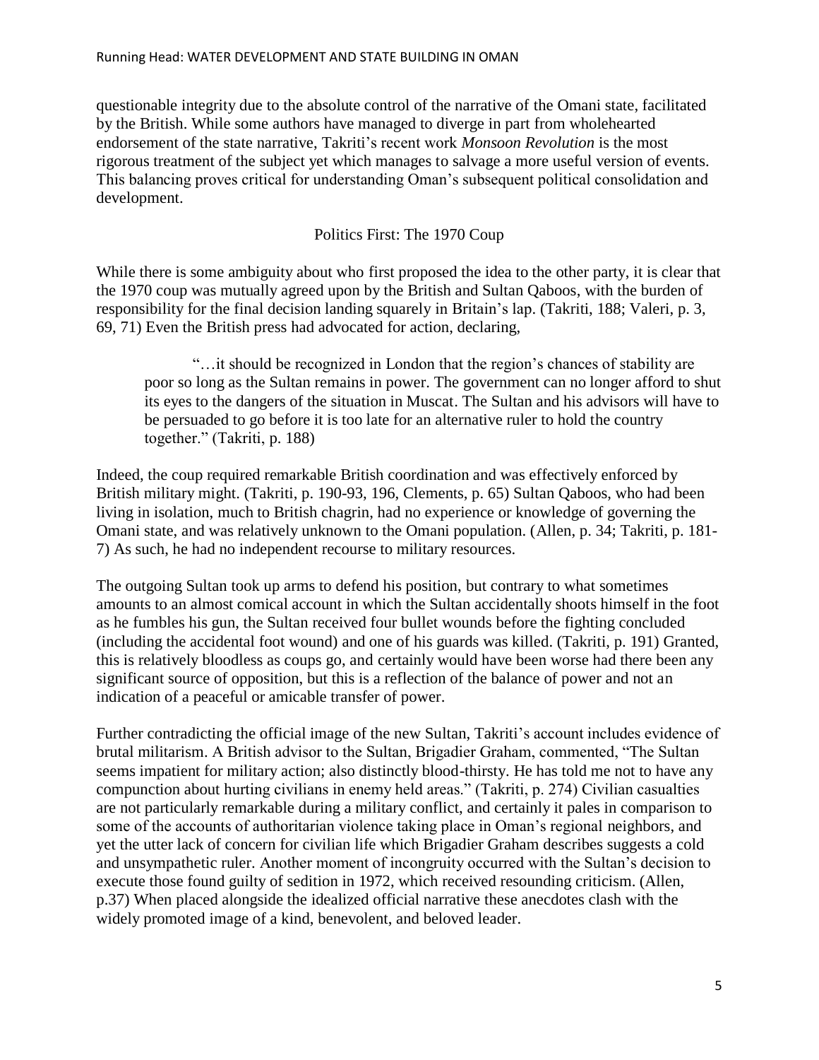questionable integrity due to the absolute control of the narrative of the Omani state, facilitated by the British. While some authors have managed to diverge in part from wholehearted endorsement of the state narrative, Takriti's recent work *Monsoon Revolution* is the most rigorous treatment of the subject yet which manages to salvage a more useful version of events. This balancing proves critical for understanding Oman's subsequent political consolidation and development.

## Politics First: The 1970 Coup

While there is some ambiguity about who first proposed the idea to the other party, it is clear that the 1970 coup was mutually agreed upon by the British and Sultan Qaboos, with the burden of responsibility for the final decision landing squarely in Britain's lap. (Takriti, 188; Valeri, p. 3, 69, 71) Even the British press had advocated for action, declaring,

> "…it should be recognized in London that the region's chances of stability are poor so long as the Sultan remains in power. The government can no longer afford to shut its eyes to the dangers of the situation in Muscat. The Sultan and his advisors will have to be persuaded to go before it is too late for an alternative ruler to hold the country together." (Takriti, p. 188)

Indeed, the coup required remarkable British coordination and was effectively enforced by British military might. (Takriti, p. 190-93, 196, Clements, p. 65) Sultan Qaboos, who had been living in isolation, much to British chagrin, had no experience or knowledge of governing the Omani state, and was relatively unknown to the Omani population. (Allen, p. 34; Takriti, p. 181-7) As such, he had no independent recourse to military resources.

The outgoing Sultan took up arms to defend his position, but contrary to what sometimes amounts to an almost comical account in which the Sultan accidentally shoots himself in the foot as he fumbles his gun, the Sultan received four bullet wounds before the fighting concluded (including the accidental foot wound) and one of his guards was killed. (Takriti, p. 191) Granted, this is relatively bloodless as coups go, and certainly would have been worse had there been any significant source of opposition, but this is a reflection of the balance of power and not an indication of a peaceful or amicable transfer of power.

Further contradicting the official image of the new Sultan, Takriti's account includes evidence of brutal militarism. A British advisor to the Sultan, Brigadier Graham, commented, "The Sultan seems impatient for military action; also distinctly blood-thirsty. He has told me not to have any compunction about hurting civilians in enemy held areas." (Takriti, p. 274) Civilian casualties are not particularly remarkable during a military conflict, and certainly it pales in comparison to some of the accounts of authoritarian violence taking place in Oman's regional neighbors, and yet the utter lack of concern for civilian life which Brigadier Graham describes suggests a cold and unsympathetic ruler. Another moment of incongruity occurred with the Sultan's decision to execute those found guilty of sedition in 1972, which received resounding criticism. (Allen, p.37) When placed alongside the idealized official narrative these anecdotes clash with the widely promoted image of a kind, benevolent, and beloved leader.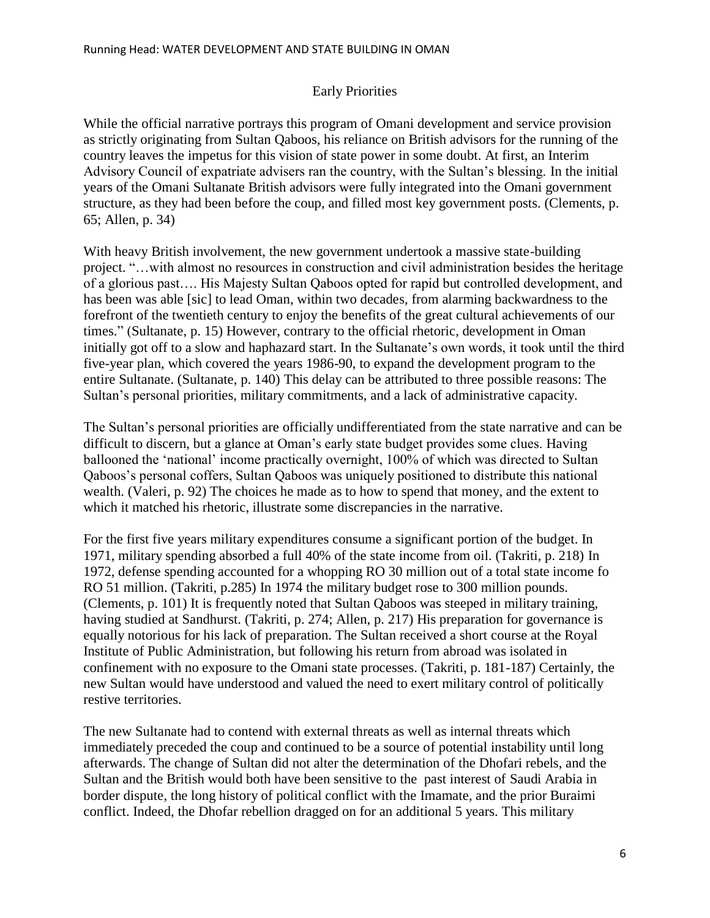## Early Priorities

While the official narrative portrays this program of Omani development and service provision as strictly originating from Sultan Qaboos, his reliance on British advisors for the running of the country leaves the impetus for this vision of state power in some doubt. At first, an Interim Advisory Council of expatriate advisers ran the country, with the Sultan's blessing. In the initial years of the Omani Sultanate British advisors were fully integrated into the Omani government structure, as they had been before the coup, and filled most key government posts. (Clements, p. 65; Allen, p. 34)

With heavy British involvement, the new government undertook a massive state-building project. "…with almost no resources in construction and civil administration besides the heritage of a glorious past…. His Majesty Sultan Qaboos opted for rapid but controlled development, and has been was able [sic] to lead Oman, within two decades, from alarming backwardness to the forefront of the twentieth century to enjoy the benefits of the great cultural achievements of our times." (Sultanate, p. 15) However, contrary to the official rhetoric, development in Oman initially got off to a slow and haphazard start. In the Sultanate's own words, it took until the third five-year plan, which covered the years 1986-90, to expand the development program to the entire Sultanate. (Sultanate, p. 140) This delay can be attributed to three possible reasons: The Sultan's personal priorities, military commitments, and a lack of administrative capacity.

The Sultan's personal priorities are officially undifferentiated from the state narrative and can be difficult to discern, but a glance at Oman's early state budget provides some clues. Having ballooned the 'national' income practically overnight, 100% of which was directed to Sultan Qaboos's personal coffers, Sultan Qaboos was uniquely positioned to distribute this national wealth. (Valeri, p. 92) The choices he made as to how to spend that money, and the extent to which it matched his rhetoric, illustrate some discrepancies in the narrative.

For the first five years military expenditures consume a significant portion of the budget. In 1971, military spending absorbed a full 40% of the state income from oil. (Takriti, p. 218) In 1972, defense spending accounted for a whopping RO 30 million out of a total state income fo RO 51 million. (Takriti, p.285) In 1974 the military budget rose to 300 million pounds. (Clements, p. 101) It is frequently noted that Sultan Qaboos was steeped in military training, having studied at Sandhurst. (Takriti, p. 274; Allen, p. 217) His preparation for governance is equally notorious for his lack of preparation. The Sultan received a short course at the Royal Institute of Public Administration, but following his return from abroad was isolated in confinement with no exposure to the Omani state processes. (Takriti, p. 181-187) Certainly, the new Sultan would have understood and valued the need to exert military control of politically restive territories.

The new Sultanate had to contend with external threats as well as internal threats which immediately preceded the coup and continued to be a source of potential instability until long afterwards. The change of Sultan did not alter the determination of the Dhofari rebels, and the Sultan and the British would both have been sensitive to the past interest of Saudi Arabia in border dispute, the long history of political conflict with the Imamate, and the prior Buraimi conflict. Indeed, the Dhofar rebellion dragged on for an additional 5 years. This military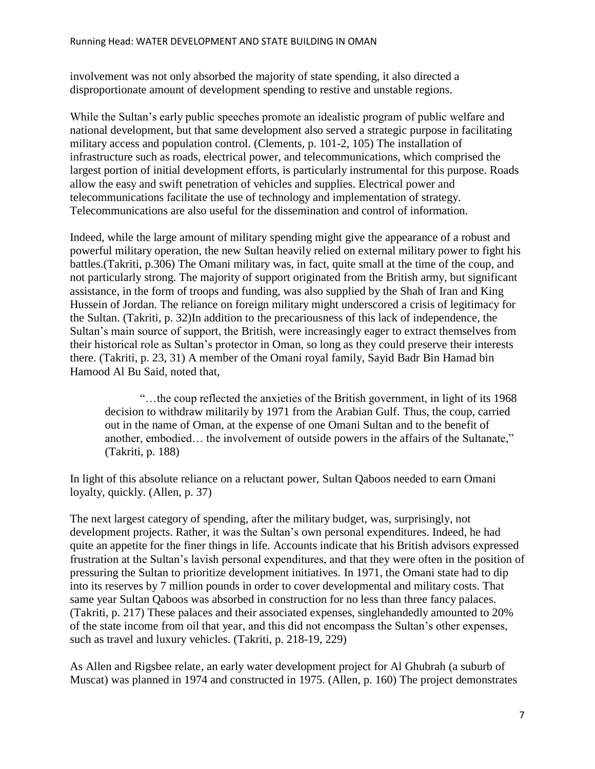involvement was not only absorbed the majority of state spending, it also directed a disproportionate amount of development spending to restive and unstable regions.

While the Sultan's early public speeches promote an idealistic program of public welfare and national development, but that same development also served a strategic purpose in facilitating military access and population control. (Clements, p. 101-2, 105) The installation of infrastructure such as roads, electrical power, and telecommunications, which comprised the largest portion of initial development efforts, is particularly instrumental for this purpose. Roads allow the easy and swift penetration of vehicles and supplies. Electrical power and telecommunications facilitate the use of technology and implementation of strategy. Telecommunications are also useful for the dissemination and control of information.

Indeed, while the large amount of military spending might give the appearance of a robust and powerful military operation, the new Sultan heavily relied on external military power to fight his battles.(Takriti, p.306) The Omani military was, in fact, quite small at the time of the coup, and not particularly strong. The majority of support originated from the British army, but significant assistance, in the form of troops and funding, was also supplied by the Shah of Iran and King Hussein of Jordan. The reliance on foreign military might underscored a crisis of legitimacy for the Sultan. (Takriti, p. 32)In addition to the precariousness of this lack of independence, the Sultan's main source of support, the British, were increasingly eager to extract themselves from their historical role as Sultan's protector in Oman, so long as they could preserve their interests there. (Takriti, p. 23, 31) A member of the Omani royal family, Sayid Badr Bin Hamad bin Hamood Al Bu Said, noted that,

> "…the coup reflected the anxieties of the British government, in light of its 1968 decision to withdraw militarily by 1971 from the Arabian Gulf. Thus, the coup, carried out in the name of Oman, at the expense of one Omani Sultan and to the benefit of another, embodied… the involvement of outside powers in the affairs of the Sultanate," (Takriti, p. 188)

In light of this absolute reliance on a reluctant power, Sultan Qaboos needed to earn Omani loyalty, quickly. (Allen, p. 37)

The next largest category of spending, after the military budget, was, surprisingly, not development projects. Rather, it was the Sultan's own personal expenditures. Indeed, he had quite an appetite for the finer things in life. Accounts indicate that his British advisors expressed frustration at the Sultan's lavish personal expenditures, and that they were often in the position of pressuring the Sultan to prioritize development initiatives. In 1971, the Omani state had to dip into its reserves by 7 million pounds in order to cover developmental and military costs. That same year Sultan Qaboos was absorbed in construction for no less than three fancy palaces. (Takriti, p. 217) These palaces and their associated expenses, singlehandedly amounted to 20% of the state income from oil that year, and this did not encompass the Sultan's other expenses, such as travel and luxury vehicles. (Takriti, p. 218-19, 229)

As Allen and Rigsbee relate, an early water development project for Al Ghubrah (a suburb of Muscat) was planned in 1974 and constructed in 1975. (Allen, p. 160) The project demonstrates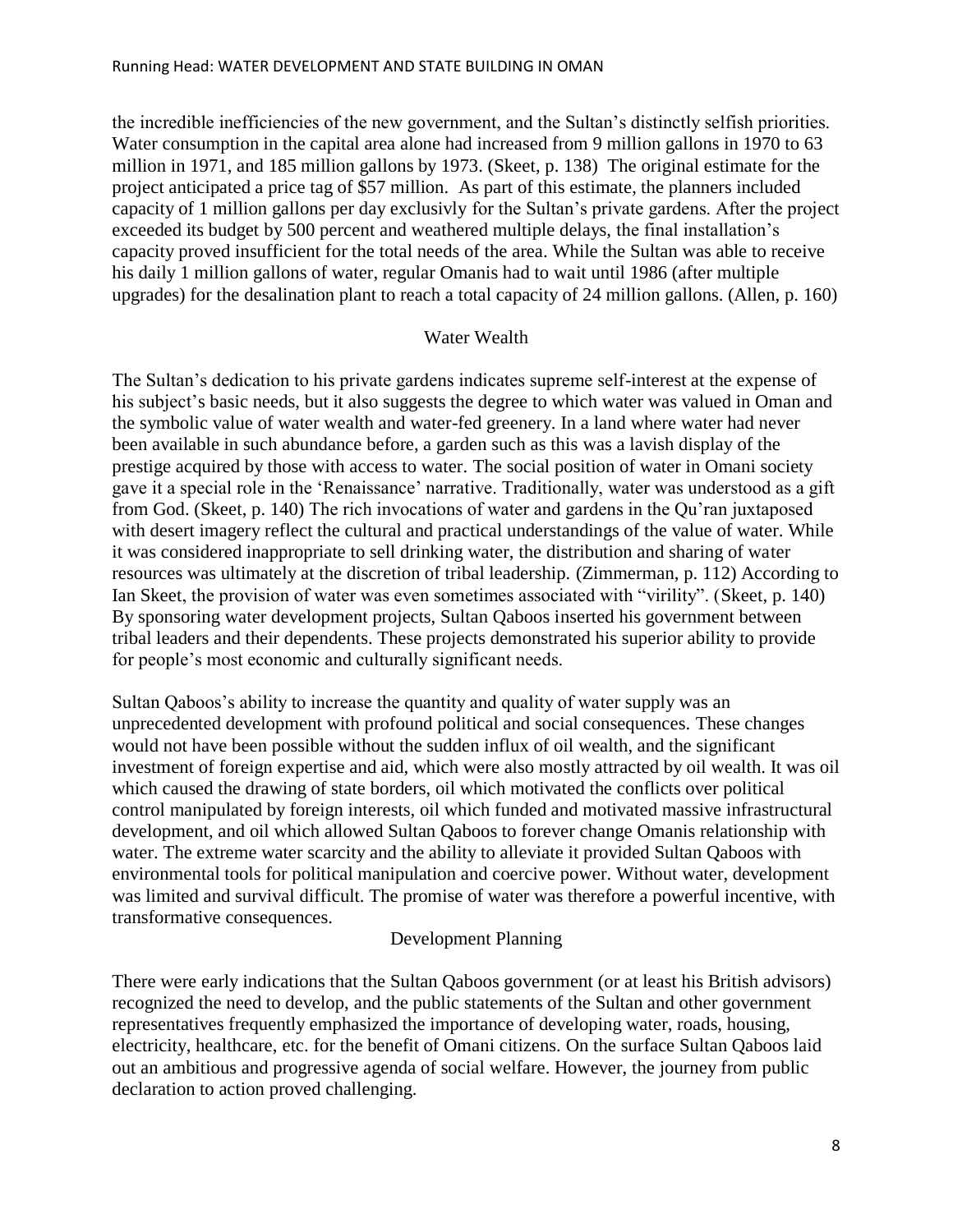the incredible inefficiencies of the new government, and the Sultan's distinctly selfish priorities. Water consumption in the capital area alone had increased from 9 million gallons in 1970 to 63 million in 1971, and 185 million gallons by 1973. (Skeet, p. 138) The original estimate for the project anticipated a price tag of $57 million. As part of this estimate, the planners included capacity of 1 million gallons per day exclusivly for the Sultan's private gardens. After the project exceeded its budget by 500 percent and weathered multiple delays, the final installation's capacity proved insufficient for the total needs of the area. While the Sultan was able to receive his daily 1 million gallons of water, regular Omanis had to wait until 1986 (after multiple upgrades) for the desalination plant to reach a total capacity of 24 million gallons. (Allen, p. 160)

## Water Wealth

The Sultan's dedication to his private gardens indicates supreme self-interest at the expense of his subject's basic needs, but it also suggests the degree to which water was valued in Oman and the symbolic value of water wealth and water-fed greenery. In a land where water had never been available in such abundance before, a garden such as this was a lavish display of the prestige acquired by those with access to water. The social position of water in Omani society gave it a special role in the 'Renaissance' narrative. Traditionally, water was understood as a gift from God. (Skeet, p. 140) The rich invocations of water and gardens in the Qu'ran juxtaposed with desert imagery reflect the cultural and practical understandings of the value of water. While it was considered inappropriate to sell drinking water, the distribution and sharing of water resources was ultimately at the discretion of tribal leadership. (Zimmerman, p. 112) According to Ian Skeet, the provision of water was even sometimes associated with "virility". (Skeet, p. 140) By sponsoring water development projects, Sultan Qaboos inserted his government between tribal leaders and their dependents. These projects demonstrated his superior ability to provide for people's most economic and culturally significant needs.

Sultan Qaboos's ability to increase the quantity and quality of water supply was an unprecedented development with profound political and social consequences. These changes would not have been possible without the sudden influx of oil wealth, and the significant investment of foreign expertise and aid, which were also mostly attracted by oil wealth. It was oil which caused the drawing of state borders, oil which motivated the conflicts over political control manipulated by foreign interests, oil which funded and motivated massive infrastructural development, and oil which allowed Sultan Qaboos to forever change Omanis relationship with water. The extreme water scarcity and the ability to alleviate it provided Sultan Qaboos with environmental tools for political manipulation and coercive power. Without water, development was limited and survival difficult. The promise of water was therefore a powerful incentive, with transformative consequences.

## Development Planning

There were early indications that the Sultan Qaboos government (or at least his British advisors) recognized the need to develop, and the public statements of the Sultan and other government representatives frequently emphasized the importance of developing water, roads, housing, electricity, healthcare, etc. for the benefit of Omani citizens. On the surface Sultan Qaboos laid out an ambitious and progressive agenda of social welfare. However, the journey from public declaration to action proved challenging.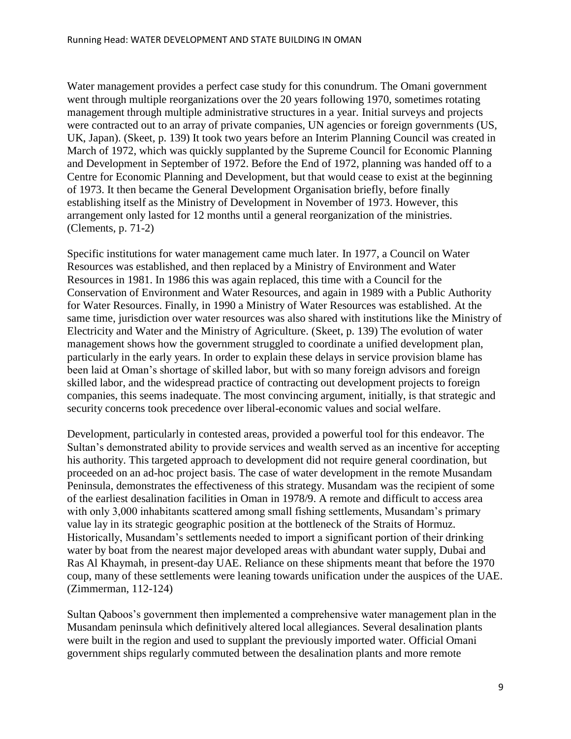Water management provides a perfect case study for this conundrum. The Omani government went through multiple reorganizations over the 20 years following 1970, sometimes rotating management through multiple administrative structures in a year. Initial surveys and projects were contracted out to an array of private companies, UN agencies or foreign governments (US, UK, Japan). (Skeet, p. 139) It took two years before an Interim Planning Council was created in March of 1972, which was quickly supplanted by the Supreme Council for Economic Planning and Development in September of 1972. Before the End of 1972, planning was handed off to a Centre for Economic Planning and Development, but that would cease to exist at the beginning of 1973. It then became the General Development Organisation briefly, before finally establishing itself as the Ministry of Development in November of 1973. However, this arrangement only lasted for 12 months until a general reorganization of the ministries. (Clements, p. 71-2)

Specific institutions for water management came much later. In 1977, a Council on Water Resources was established, and then replaced by a Ministry of Environment and Water Resources in 1981. In 1986 this was again replaced, this time with a Council for the Conservation of Environment and Water Resources, and again in 1989 with a Public Authority for Water Resources. Finally, in 1990 a Ministry of Water Resources was established. At the same time, jurisdiction over water resources was also shared with institutions like the Ministry of Electricity and Water and the Ministry of Agriculture. (Skeet, p. 139) The evolution of water management shows how the government struggled to coordinate a unified development plan, particularly in the early years. In order to explain these delays in service provision blame has been laid at Oman's shortage of skilled labor, but with so many foreign advisors and foreign skilled labor, and the widespread practice of contracting out development projects to foreign companies, this seems inadequate. The most convincing argument, initially, is that strategic and security concerns took precedence over liberal-economic values and social welfare.

Development, particularly in contested areas, provided a powerful tool for this endeavor. The Sultan's demonstrated ability to provide services and wealth served as an incentive for accepting his authority. This targeted approach to development did not require general coordination, but proceeded on an ad-hoc project basis. The case of water development in the remote Musandam Peninsula, demonstrates the effectiveness of this strategy. Musandam was the recipient of some of the earliest desalination facilities in Oman in 1978/9. A remote and difficult to access area with only 3,000 inhabitants scattered among small fishing settlements, Musandam's primary value lay in its strategic geographic position at the bottleneck of the Straits of Hormuz. Historically, Musandam's settlements needed to import a significant portion of their drinking water by boat from the nearest major developed areas with abundant water supply, Dubai and Ras Al Khaymah, in present-day UAE. Reliance on these shipments meant that before the 1970 coup, many of these settlements were leaning towards unification under the auspices of the UAE. (Zimmerman, 112-124)

Sultan Qaboos's government then implemented a comprehensive water management plan in the Musandam peninsula which definitively altered local allegiances. Several desalination plants were built in the region and used to supplant the previously imported water. Official Omani government ships regularly commuted between the desalination plants and more remote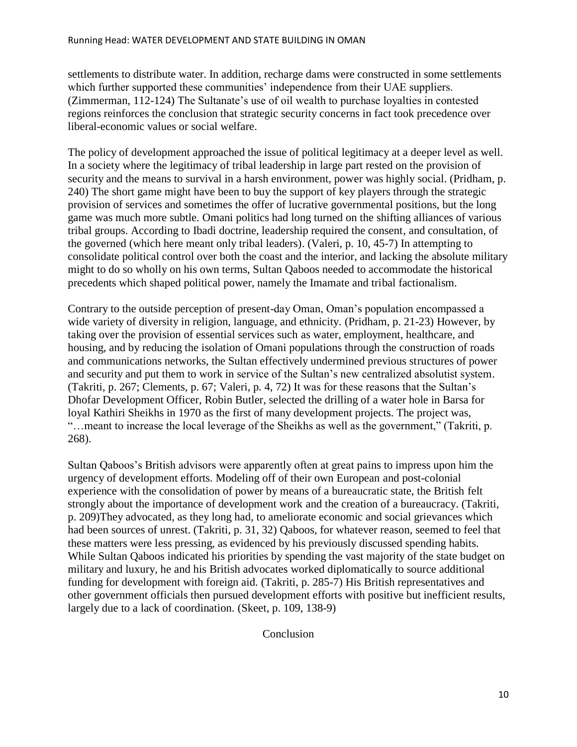settlements to distribute water. In addition, recharge dams were constructed in some settlements which further supported these communities' independence from their UAE suppliers. (Zimmerman, 112-124) The Sultanate's use of oil wealth to purchase loyalties in contested regions reinforces the conclusion that strategic security concerns in fact took precedence over liberal-economic values or social welfare.

The policy of development approached the issue of political legitimacy at a deeper level as well. In a society where the legitimacy of tribal leadership in large part rested on the provision of security and the means to survival in a harsh environment, power was highly social. (Pridham, p. 240) The short game might have been to buy the support of key players through the strategic provision of services and sometimes the offer of lucrative governmental positions, but the long game was much more subtle. Omani politics had long turned on the shifting alliances of various tribal groups. According to Ibadi doctrine, leadership required the consent, and consultation, of the governed (which here meant only tribal leaders). (Valeri, p. 10, 45-7) In attempting to consolidate political control over both the coast and the interior, and lacking the absolute military might to do so wholly on his own terms, Sultan Qaboos needed to accommodate the historical precedents which shaped political power, namely the Imamate and tribal factionalism.

Contrary to the outside perception of present-day Oman, Oman's population encompassed a wide variety of diversity in religion, language, and ethnicity. (Pridham, p. 21-23) However, by taking over the provision of essential services such as water, employment, healthcare, and housing, and by reducing the isolation of Omani populations through the construction of roads and communications networks, the Sultan effectively undermined previous structures of power and security and put them to work in service of the Sultan's new centralized absolutist system. (Takriti, p. 267; Clements, p. 67; Valeri, p. 4, 72) It was for these reasons that the Sultan's Dhofar Development Officer, Robin Butler, selected the drilling of a water hole in Barsa for loyal Kathiri Sheikhs in 1970 as the first of many development projects. The project was, "…meant to increase the local leverage of the Sheikhs as well as the government," (Takriti, p. 268).

Sultan Qaboos's British advisors were apparently often at great pains to impress upon him the urgency of development efforts. Modeling off of their own European and post-colonial experience with the consolidation of power by means of a bureaucratic state, the British felt strongly about the importance of development work and the creation of a bureaucracy. (Takriti, p. 209)They advocated, as they long had, to ameliorate economic and social grievances which had been sources of unrest. (Takriti, p. 31, 32) Qaboos, for whatever reason, seemed to feel that these matters were less pressing, as evidenced by his previously discussed spending habits. While Sultan Qaboos indicated his priorities by spending the vast majority of the state budget on military and luxury, he and his British advocates worked diplomatically to source additional funding for development with foreign aid. (Takriti, p. 285-7) His British representatives and other government officials then pursued development efforts with positive but inefficient results, largely due to a lack of coordination. (Skeet, p. 109, 138-9)

## Conclusion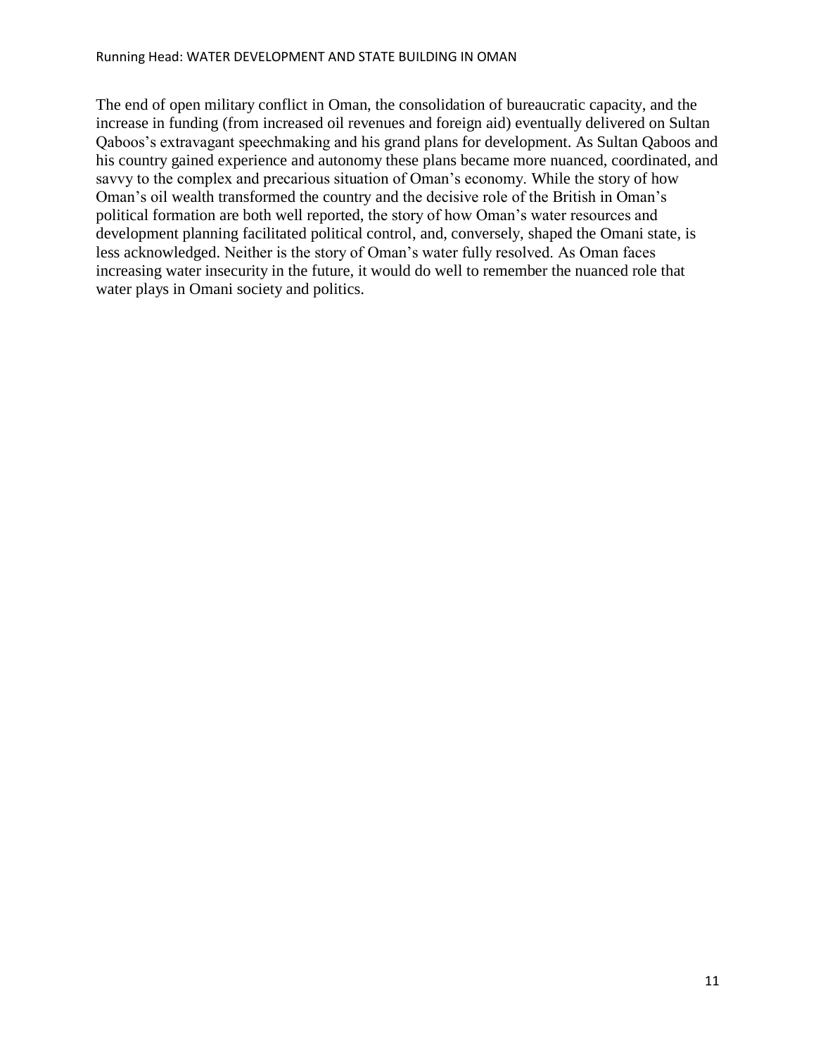The end of open military conflict in Oman, the consolidation of bureaucratic capacity, and the increase in funding (from increased oil revenues and foreign aid) eventually delivered on Sultan Qaboos's extravagant speechmaking and his grand plans for development. As Sultan Qaboos and his country gained experience and autonomy these plans became more nuanced, coordinated, and savvy to the complex and precarious situation of Oman's economy. While the story of how Oman's oil wealth transformed the country and the decisive role of the British in Oman's political formation are both well reported, the story of how Oman's water resources and development planning facilitated political control, and, conversely, shaped the Omani state, is less acknowledged. Neither is the story of Oman's water fully resolved. As Oman faces increasing water insecurity in the future, it would do well to remember the nuanced role that water plays in Omani society and politics.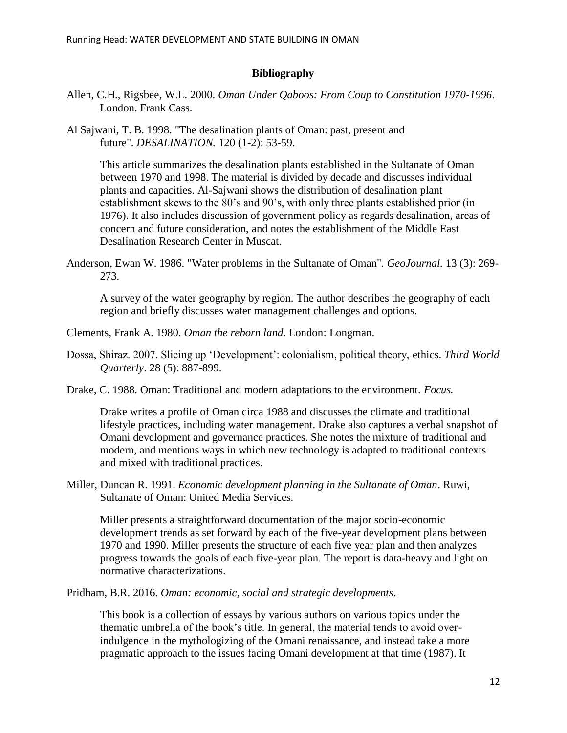## Bibliography

Allen, C.H., Rigsbee, W.L. 2000. *Oman Under Qaboos: From Coup to Constitution 1970-1996*. London. Frank Cass.

Al Sajwani, T. B. 1998. "The desalination plants of Oman: past, present and future". *DESALINATION.* 120 (1-2): 53-59.

> This article summarizes the desalination plants established in the Sultanate of Oman between 1970 and 1998. The material is divided by decade and discusses individual plants and capacities. Al-Sajwani shows the distribution of desalination plant establishment skews to the 80's and 90's, with only three plants established prior (in 1976). It also includes discussion of government policy as regards desalination, areas of concern and future consideration, and notes the establishment of the Middle East Desalination Research Center in Muscat.

Anderson, Ewan W. 1986. "Water problems in the Sultanate of Oman". *GeoJournal.* 13 (3): 269-273.

> A survey of the water geography by region. The author describes the geography of each region and briefly discusses water management challenges and options.

Clements, Frank A. 1980. *Oman the reborn land*. London: Longman.

Dossa, Shiraz. 2007. Slicing up 'Development': colonialism, political theory, ethics. *Third World Quarterly*. 28 (5): 887-899.

Drake, C. 1988. Oman: Traditional and modern adaptations to the environment. *Focus.*

> Drake writes a profile of Oman circa 1988 and discusses the climate and traditional lifestyle practices, including water management. Drake also captures a verbal snapshot of Omani development and governance practices. She notes the mixture of traditional and modern, and mentions ways in which new technology is adapted to traditional contexts and mixed with traditional practices.

Miller, Duncan R. 1991. *Economic development planning in the Sultanate of Oman*. Ruwi, Sultanate of Oman: United Media Services.

> Miller presents a straightforward documentation of the major socio-economic development trends as set forward by each of the five-year development plans between 1970 and 1990. Miller presents the structure of each five year plan and then analyzes progress towards the goals of each five-year plan. The report is data-heavy and light on normative characterizations.

Pridham, B.R. 2016. *Oman: economic, social and strategic developments*.

> This book is a collection of essays by various authors on various topics under the thematic umbrella of the book's title. In general, the material tends to avoid over-indulgence in the mythologizing of the Omani renaissance, and instead take a more pragmatic approach to the issues facing Omani development at that time (1987). It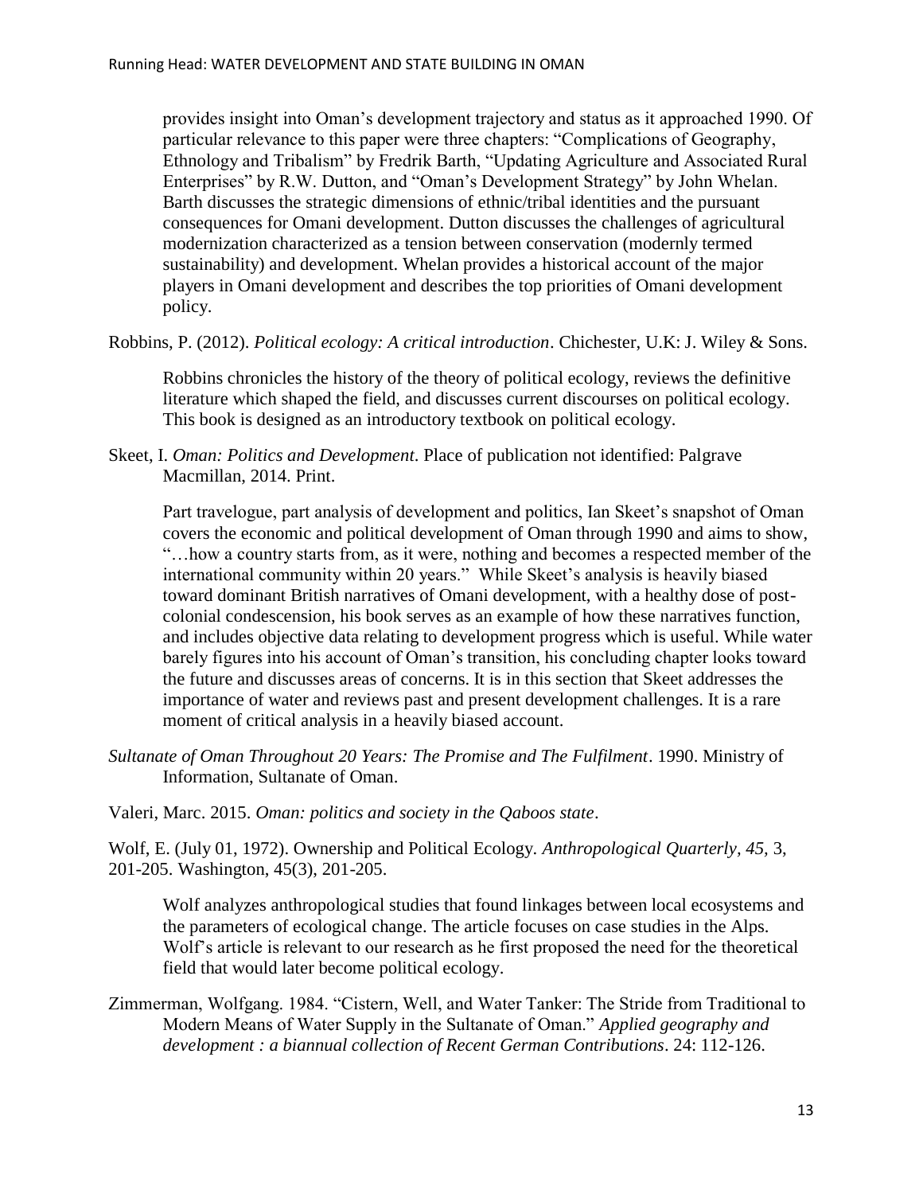provides insight into Oman's development trajectory and status as it approached 1990. Of particular relevance to this paper were three chapters: "Complications of Geography, Ethnology and Tribalism" by Fredrik Barth, "Updating Agriculture and Associated Rural Enterprises" by R.W. Dutton, and "Oman's Development Strategy" by John Whelan. Barth discusses the strategic dimensions of ethnic/tribal identities and the pursuant consequences for Omani development. Dutton discusses the challenges of agricultural modernization characterized as a tension between conservation (modernly termed sustainability) and development. Whelan provides a historical account of the major players in Omani development and describes the top priorities of Omani development policy.

Robbins, P. (2012). *Political ecology: A critical introduction*. Chichester, U.K: J. Wiley & Sons.

Robbins chronicles the history of the theory of political ecology, reviews the definitive literature which shaped the field, and discusses current discourses on political ecology. This book is designed as an introductory textbook on political ecology.

Skeet, I. *Oman: Politics and Development*. Place of publication not identified: Palgrave Macmillan, 2014. Print.

Part travelogue, part analysis of development and politics, Ian Skeet's snapshot of Oman covers the economic and political development of Oman through 1990 and aims to show, "…how a country starts from, as it were, nothing and becomes a respected member of the international community within 20 years." While Skeet's analysis is heavily biased toward dominant British narratives of Omani development, with a healthy dose of post-colonial condescension, his book serves as an example of how these narratives function, and includes objective data relating to development progress which is useful. While water barely figures into his account of Oman's transition, his concluding chapter looks toward the future and discusses areas of concerns. It is in this section that Skeet addresses the importance of water and reviews past and present development challenges. It is a rare moment of critical analysis in a heavily biased account.

*Sultanate of Oman Throughout 20 Years: The Promise and The Fulfilment*. 1990. Ministry of Information, Sultanate of Oman.

Valeri, Marc. 2015. *Oman: politics and society in the Qaboos state*.

Wolf, E. (July 01, 1972). Ownership and Political Ecology. *Anthropological Quarterly, 45,* 3, 201-205. Washington, 45(3), 201-205.

Wolf analyzes anthropological studies that found linkages between local ecosystems and the parameters of ecological change. The article focuses on case studies in the Alps. Wolf's article is relevant to our research as he first proposed the need for the theoretical field that would later become political ecology.

Zimmerman, Wolfgang. 1984. "Cistern, Well, and Water Tanker: The Stride from Traditional to Modern Means of Water Supply in the Sultanate of Oman." *Applied geography and development : a biannual collection of Recent German Contributions*. 24: 112-126.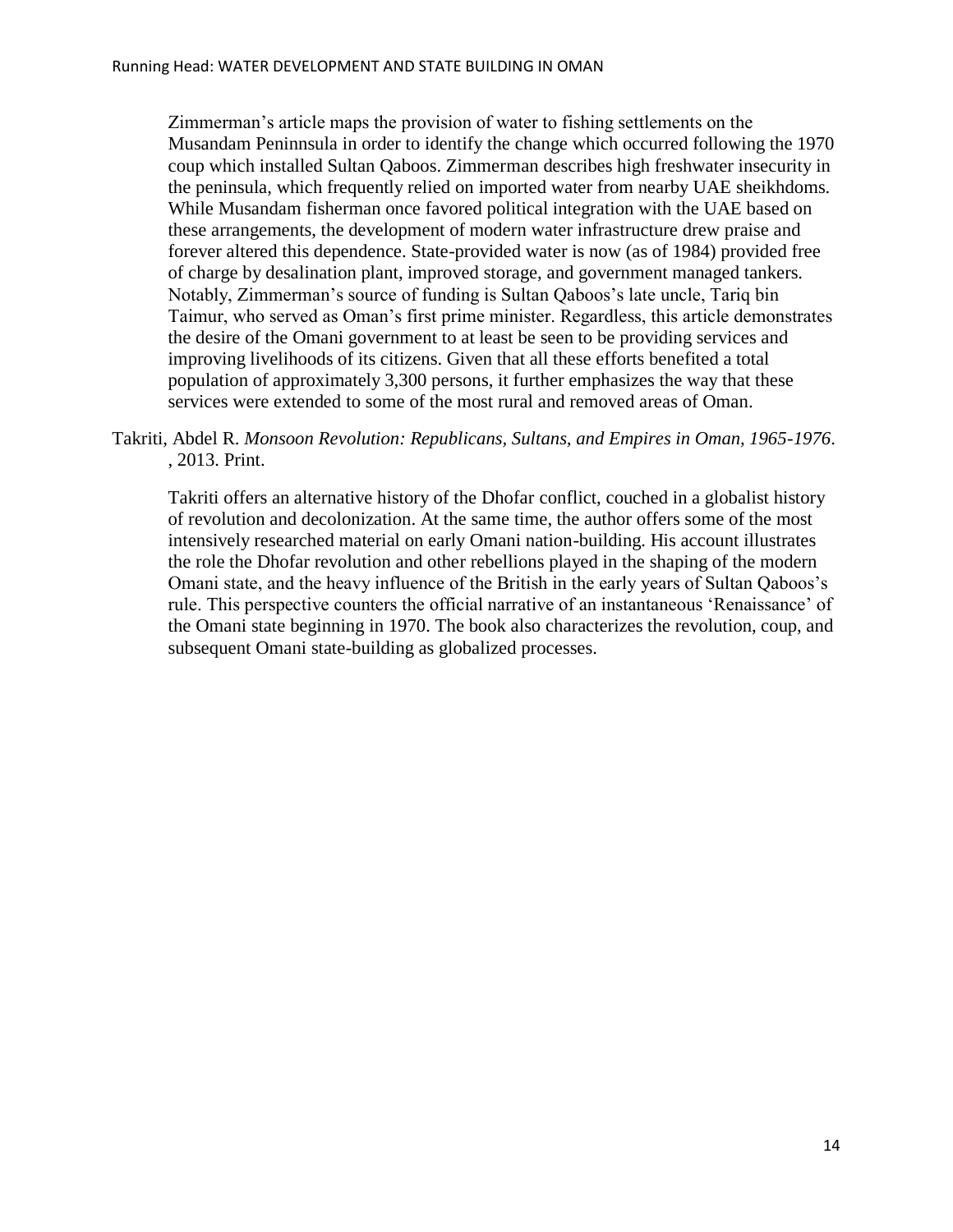Zimmerman's article maps the provision of water to fishing settlements on the Musandam Peninnsula in order to identify the change which occurred following the 1970 coup which installed Sultan Qaboos. Zimmerman describes high freshwater insecurity in the peninsula, which frequently relied on imported water from nearby UAE sheikhdoms. While Musandam fisherman once favored political integration with the UAE based on these arrangements, the development of modern water infrastructure drew praise and forever altered this dependence. State-provided water is now (as of 1984) provided free of charge by desalination plant, improved storage, and government managed tankers. Notably, Zimmerman's source of funding is Sultan Qaboos's late uncle, Tariq bin Taimur, who served as Oman's first prime minister. Regardless, this article demonstrates the desire of the Omani government to at least be seen to be providing services and improving livelihoods of its citizens. Given that all these efforts benefited a total population of approximately 3,300 persons, it further emphasizes the way that these services were extended to some of the most rural and removed areas of Oman.

Takriti, Abdel R. *Monsoon Revolution: Republicans, Sultans, and Empires in Oman, 1965-1976*. , 2013. Print.

Takriti offers an alternative history of the Dhofar conflict, couched in a globalist history of revolution and decolonization. At the same time, the author offers some of the most intensively researched material on early Omani nation-building. His account illustrates the role the Dhofar revolution and other rebellions played in the shaping of the modern Omani state, and the heavy influence of the British in the early years of Sultan Qaboos's rule. This perspective counters the official narrative of an instantaneous 'Renaissance' of the Omani state beginning in 1970. The book also characterizes the revolution, coup, and subsequent Omani state-building as globalized processes.